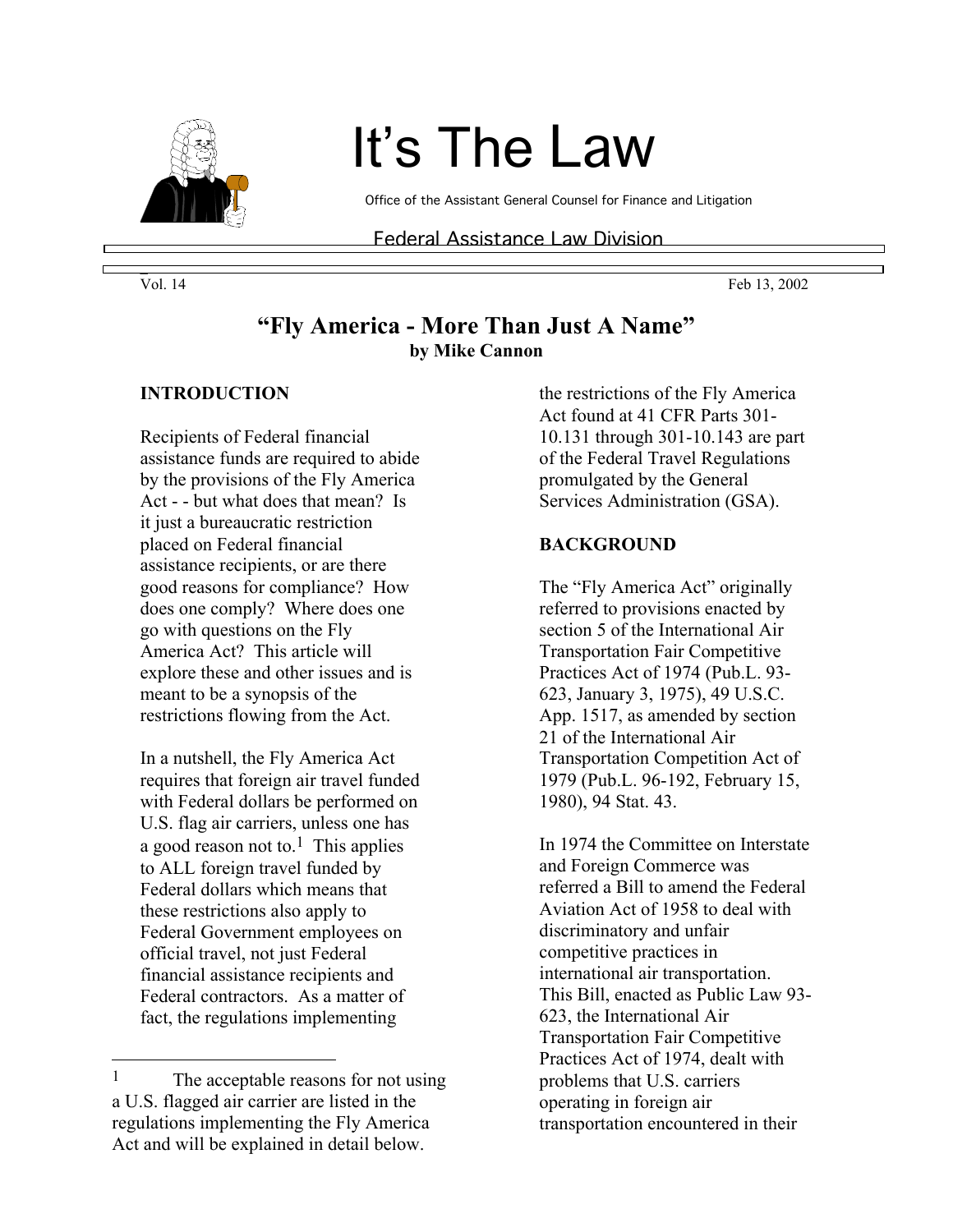# It's The Law

Office of the Assistant General Counsel for Finance and Litigation

Federal Assistance Law Division

Vol. 14 Feb 13, 2002

## "Fly America - More Than Just A Name"

**by Mike Cannon**

### INTRODUCTION

Recipients of Federal financial assistance funds are required to abide by the provisions of the Fly America Act - - but what does that mean? Is it just a bureaucratic restriction placed on Federal financial assistance recipients, or are there good reasons for compliance? How does one comply? Where does one go with questions on the Fly America Act? This article will explore these and other issues and is meant to be a synopsis of the restrictions flowing from the Act.

In a nutshell, the Fly America Act requires that foreign air travel funded with Federal dollars be performed on U.S. flag air carriers, unless one has a good reason not to.[1] This applies to ALL foreign travel funded by Federal dollars which means that these restrictions also apply to Federal Government employees on official travel, not just Federal financial assistance recipients and Federal contractors. As a matter of fact, the regulations implementing the restrictions of the Fly America Act found at 41 CFR Parts 301-10.131 through 301-10.143 are part of the Federal Travel Regulations promulgated by the General Services Administration (GSA).

### BACKGROUND

The "Fly America Act" originally referred to provisions enacted by section 5 of the International Air Transportation Fair Competitive Practices Act of 1974 (Pub.L. 93-623, January 3, 1975), 49 U.S.C. App. 1517, as amended by section 21 of the International Air Transportation Competition Act of 1979 (Pub.L. 96-192, February 15, 1980), 94 Stat. 43.

In 1974 the Committee on Interstate and Foreign Commerce was referred a Bill to amend the Federal Aviation Act of 1958 to deal with discriminatory and unfair competitive practices in international air transportation. This Bill, enacted as Public Law 93-623, the International Air Transportation Fair Competitive Practices Act of 1974, dealt with problems that U.S. carriers operating in foreign air transportation encountered in their

---

[1] The acceptable reasons for not using a U.S. flagged air carrier are listed in the regulations implementing the Fly America Act and will be explained in detail below.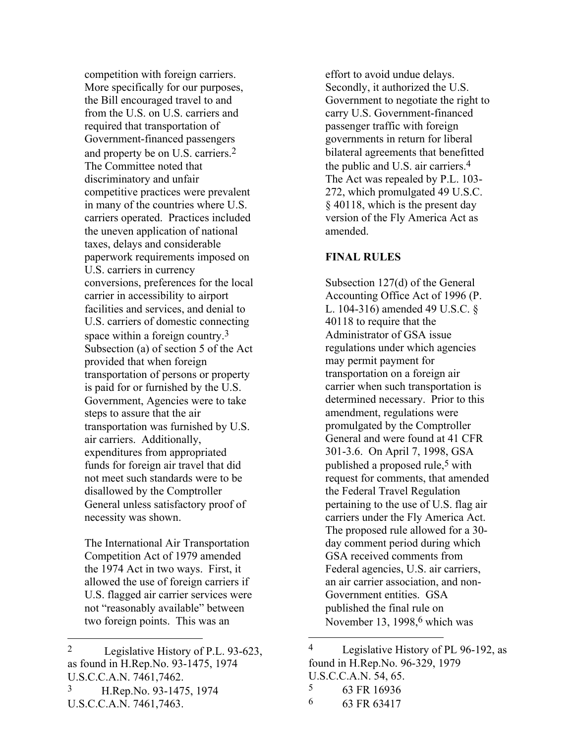competition with foreign carriers. More specifically for our purposes, the Bill encouraged travel to and from the U.S. on U.S. carriers and required that transportation of Government-financed passengers and property be on U.S. carriers.[2] The Committee noted that discriminatory and unfair competitive practices were prevalent in many of the countries where U.S. carriers operated. Practices included the uneven application of national taxes, delays and considerable paperwork requirements imposed on U.S. carriers in currency conversions, preferences for the local carrier in accessibility to airport facilities and services, and denial to U.S. carriers of domestic connecting space within a foreign country.[3] Subsection (a) of section 5 of the Act provided that when foreign transportation of persons or property is paid for or furnished by the U.S. Government, Agencies were to take steps to assure that the air transportation was furnished by U.S. air carriers. Additionally, expenditures from appropriated funds for foreign air travel that did not meet such standards were to be disallowed by the Comptroller General unless satisfactory proof of necessity was shown.

The International Air Transportation Competition Act of 1979 amended the 1974 Act in two ways. First, it allowed the use of foreign carriers if U.S. flagged air carrier services were not "reasonably available" between two foreign points. This was an effort to avoid undue delays. Secondly, it authorized the U.S. Government to negotiate the right to carry U.S. Government-financed passenger traffic with foreign governments in return for liberal bilateral agreements that benefitted the public and U.S. air carriers.[4] The Act was repealed by P.L. 103-272, which promulgated 49 U.S.C. § 40118, which is the present day version of the Fly America Act as amended.

**FINAL RULES**

Subsection 127(d) of the General Accounting Office Act of 1996 (P. L. 104-316) amended 49 U.S.C. § 40118 to require that the Administrator of GSA issue regulations under which agencies may permit payment for transportation on a foreign air carrier when such transportation is determined necessary. Prior to this amendment, regulations were promulgated by the Comptroller General and were found at 41 CFR 301-3.6. On April 7, 1998, GSA published a proposed rule,[5] with request for comments, that amended the Federal Travel Regulation pertaining to the use of U.S. flag air carriers under the Fly America Act. The proposed rule allowed for a 30-day comment period during which GSA received comments from Federal agencies, U.S. air carriers, an air carrier association, and non-Government entities. GSA published the final rule on November 13, 1998,[6] which was

---

[2] Legislative History of P.L. 93-623, as found in H.Rep.No. 93-1475, 1974 U.S.C.C.A.N. 7461,7462.

[3] H.Rep.No. 93-1475, 1974 U.S.C.C.A.N. 7461,7463.

[4] Legislative History of PL 96-192, as found in H.Rep.No. 96-329, 1979 U.S.C.C.A.N. 54, 65.

[5] 63 FR 16936

[6] 63 FR 63417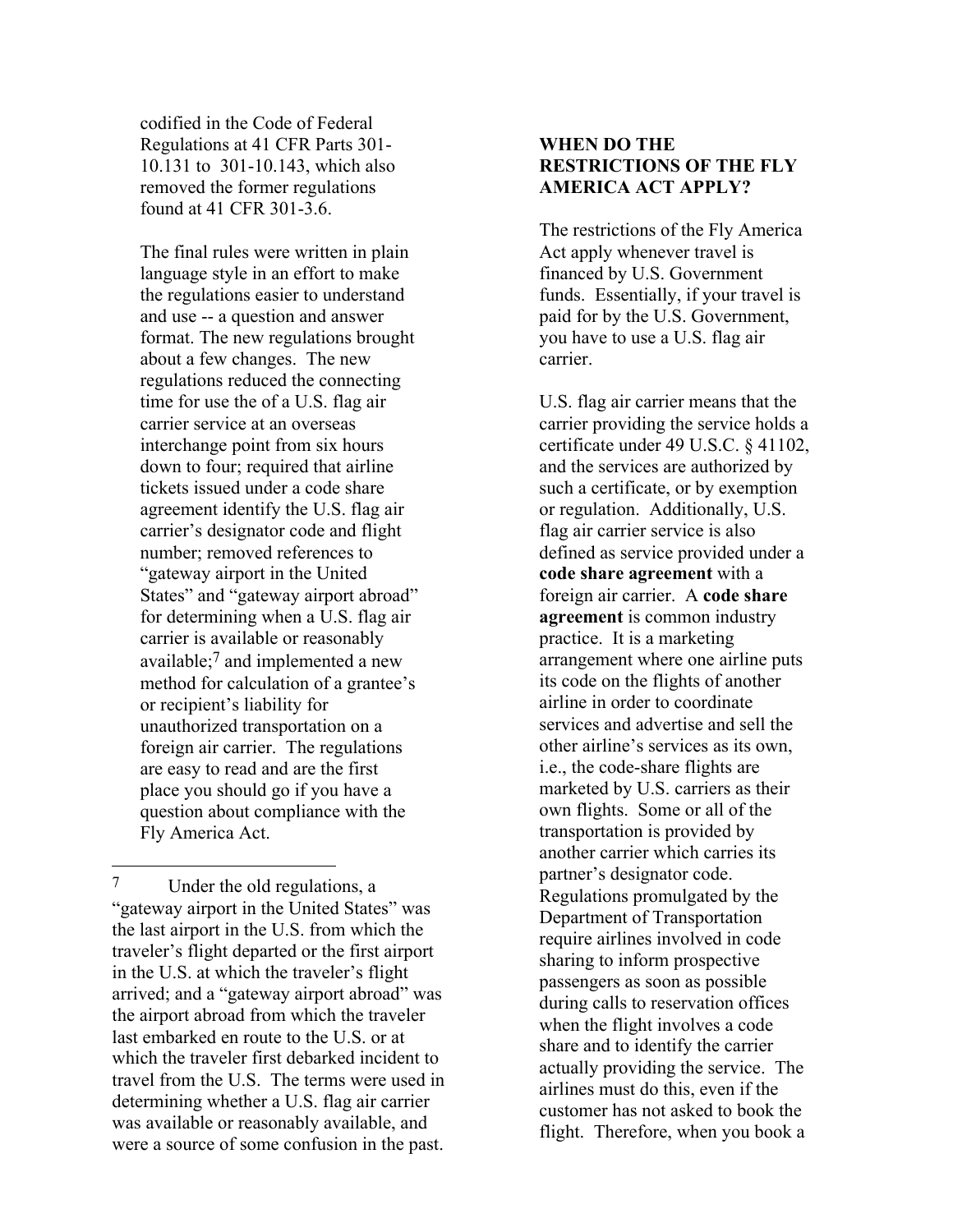codified in the Code of Federal Regulations at 41 CFR Parts 301-10.131 to 301-10.143, which also removed the former regulations found at 41 CFR 301-3.6.

The final rules were written in plain language style in an effort to make the regulations easier to understand and use -- a question and answer format. The new regulations brought about a few changes. The new regulations reduced the connecting time for use the of a U.S. flag air carrier service at an overseas interchange point from six hours down to four; required that airline tickets issued under a code share agreement identify the U.S. flag air carrier's designator code and flight number; removed references to "gateway airport in the United States" and "gateway airport abroad" for determining when a U.S. flag air carrier is available or reasonably available;[7] and implemented a new method for calculation of a grantee's or recipient's liability for unauthorized transportation on a foreign air carrier. The regulations are easy to read and are the first place you should go if you have a question about compliance with the Fly America Act.

[7] Under the old regulations, a "gateway airport in the United States" was the last airport in the U.S. from which the traveler's flight departed or the first airport in the U.S. at which the traveler's flight arrived; and a "gateway airport abroad" was the airport abroad from which the traveler last embarked en route to the U.S. or at which the traveler first debarked incident to travel from the U.S. The terms were used in determining whether a U.S. flag air carrier was available or reasonably available, and were a source of some confusion in the past.

**WHEN DO THE RESTRICTIONS OF THE FLY AMERICA ACT APPLY?**

The restrictions of the Fly America Act apply whenever travel is financed by U.S. Government funds. Essentially, if your travel is paid for by the U.S. Government, you have to use a U.S. flag air carrier.

U.S. flag air carrier means that the carrier providing the service holds a certificate under 49 U.S.C. § 41102, and the services are authorized by such a certificate, or by exemption or regulation. Additionally, U.S. flag air carrier service is also defined as service provided under a **code share agreement** with a foreign air carrier. A **code share agreement** is common industry practice. It is a marketing arrangement where one airline puts its code on the flights of another airline in order to coordinate services and advertise and sell the other airline's services as its own, i.e., the code-share flights are marketed by U.S. carriers as their own flights. Some or all of the transportation is provided by another carrier which carries its partner's designator code. Regulations promulgated by the Department of Transportation require airlines involved in code sharing to inform prospective passengers as soon as possible during calls to reservation offices when the flight involves a code share and to identify the carrier actually providing the service. The airlines must do this, even if the customer has not asked to book the flight. Therefore, when you book a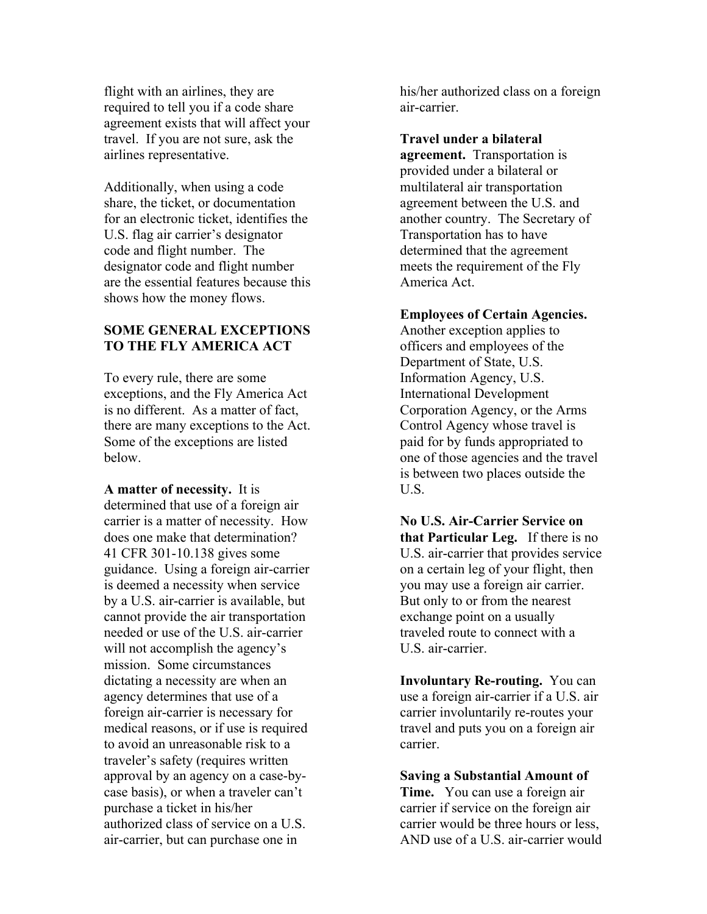flight with an airlines, they are required to tell you if a code share agreement exists that will affect your travel. If you are not sure, ask the airlines representative.

Additionally, when using a code share, the ticket, or documentation for an electronic ticket, identifies the U.S. flag air carrier's designator code and flight number. The designator code and flight number are the essential features because this shows how the money flows.

**SOME GENERAL EXCEPTIONS TO THE FLY AMERICA ACT**

To every rule, there are some exceptions, and the Fly America Act is no different. As a matter of fact, there are many exceptions to the Act. Some of the exceptions are listed below.

**A matter of necessity.** It is determined that use of a foreign air carrier is a matter of necessity. How does one make that determination? 41 CFR 301-10.138 gives some guidance. Using a foreign air-carrier is deemed a necessity when service by a U.S. air-carrier is available, but cannot provide the air transportation needed or use of the U.S. air-carrier will not accomplish the agency's mission. Some circumstances dictating a necessity are when an agency determines that use of a foreign air-carrier is necessary for medical reasons, or if use is required to avoid an unreasonable risk to a traveler's safety (requires written approval by an agency on a case-by-case basis), or when a traveler can't purchase a ticket in his/her authorized class of service on a U.S. air-carrier, but can purchase one in his/her authorized class on a foreign air-carrier.

**Travel under a bilateral agreement.** Transportation is provided under a bilateral or multilateral air transportation agreement between the U.S. and another country. The Secretary of Transportation has to have determined that the agreement meets the requirement of the Fly America Act.

**Employees of Certain Agencies.** Another exception applies to officers and employees of the Department of State, U.S. Information Agency, U.S. International Development Corporation Agency, or the Arms Control Agency whose travel is paid for by funds appropriated to one of those agencies and the travel is between two places outside the U.S.

**No U.S. Air-Carrier Service on that Particular Leg.** If there is no U.S. air-carrier that provides service on a certain leg of your flight, then you may use a foreign air carrier. But only to or from the nearest exchange point on a usually traveled route to connect with a U.S. air-carrier.

**Involuntary Re-routing.** You can use a foreign air-carrier if a U.S. air carrier involuntarily re-routes your travel and puts you on a foreign air carrier.

**Saving a Substantial Amount of Time.** You can use a foreign air carrier if service on the foreign air carrier would be three hours or less, AND use of a U.S. air-carrier would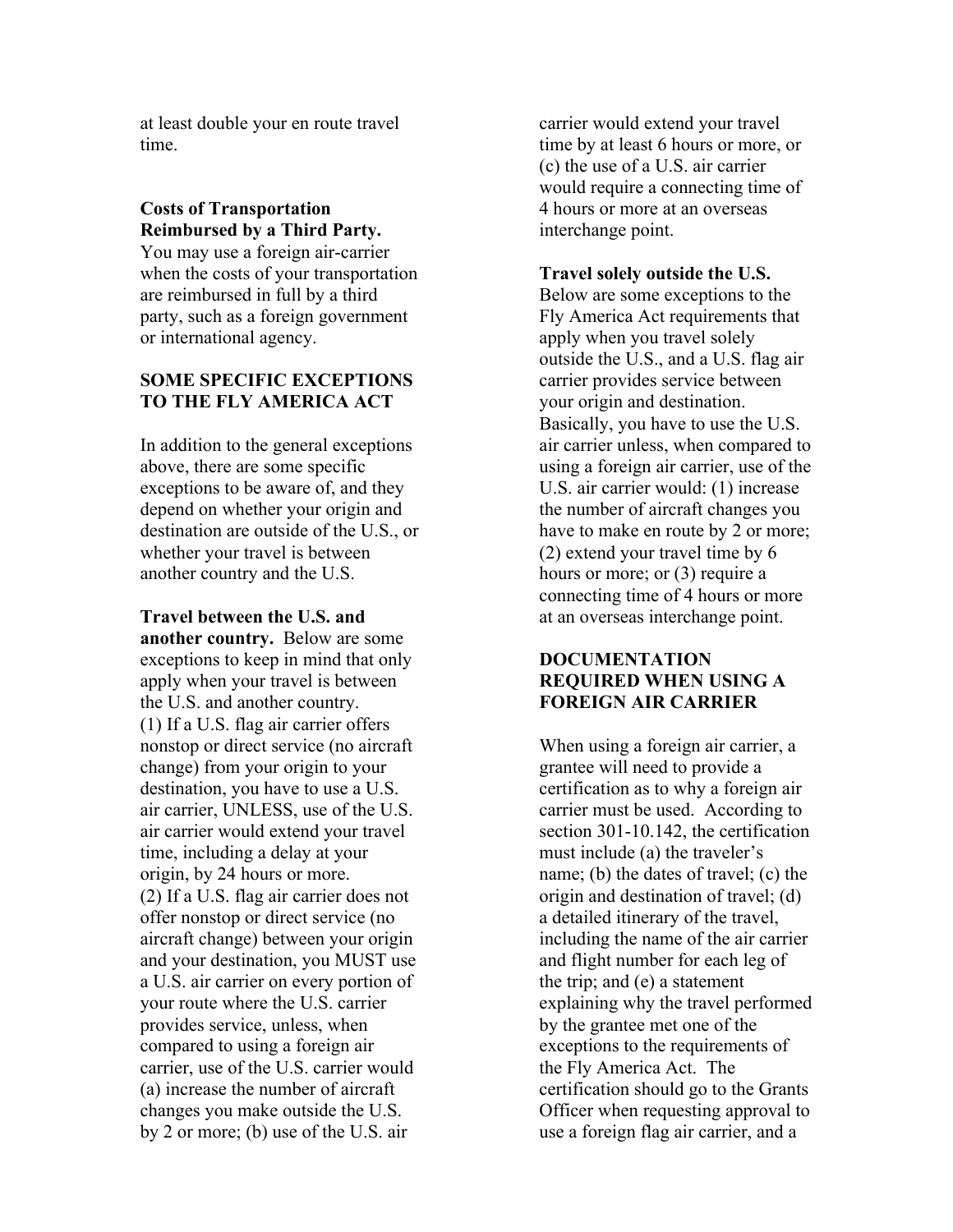at least double your en route travel time.

**Costs of Transportation Reimbursed by a Third Party.** You may use a foreign air-carrier when the costs of your transportation are reimbursed in full by a third party, such as a foreign government or international agency.

**SOME SPECIFIC EXCEPTIONS TO THE FLY AMERICA ACT**

In addition to the general exceptions above, there are some specific exceptions to be aware of, and they depend on whether your origin and destination are outside of the U.S., or whether your travel is between another country and the U.S.

**Travel between the U.S. and another country.** Below are some exceptions to keep in mind that only apply when your travel is between the U.S. and another country.

(1) If a U.S. flag air carrier offers nonstop or direct service (no aircraft change) from your origin to your destination, you have to use a U.S. air carrier, UNLESS, use of the U.S. air carrier would extend your travel time, including a delay at your origin, by 24 hours or more.

(2) If a U.S. flag air carrier does not offer nonstop or direct service (no aircraft change) between your origin and your destination, you MUST use a U.S. air carrier on every portion of your route where the U.S. carrier provides service, unless, when compared to using a foreign air carrier, use of the U.S. carrier would (a) increase the number of aircraft changes you make outside the U.S. by 2 or more; (b) use of the U.S. air carrier would extend your travel time by at least 6 hours or more, or (c) the use of a U.S. air carrier would require a connecting time of 4 hours or more at an overseas interchange point.

**Travel solely outside the U.S.** Below are some exceptions to the Fly America Act requirements that apply when you travel solely outside the U.S., and a U.S. flag air carrier provides service between your origin and destination. Basically, you have to use the U.S. air carrier unless, when compared to using a foreign air carrier, use of the U.S. air carrier would: (1) increase the number of aircraft changes you have to make en route by 2 or more; (2) extend your travel time by 6 hours or more; or (3) require a connecting time of 4 hours or more at an overseas interchange point.

**DOCUMENTATION REQUIRED WHEN USING A FOREIGN AIR CARRIER**

When using a foreign air carrier, a grantee will need to provide a certification as to why a foreign air carrier must be used. According to section 301-10.142, the certification must include (a) the traveler's name; (b) the dates of travel; (c) the origin and destination of travel; (d) a detailed itinerary of the travel, including the name of the air carrier and flight number for each leg of the trip; and (e) a statement explaining why the travel performed by the grantee met one of the exceptions to the requirements of the Fly America Act. The certification should go to the Grants Officer when requesting approval to use a foreign flag air carrier, and a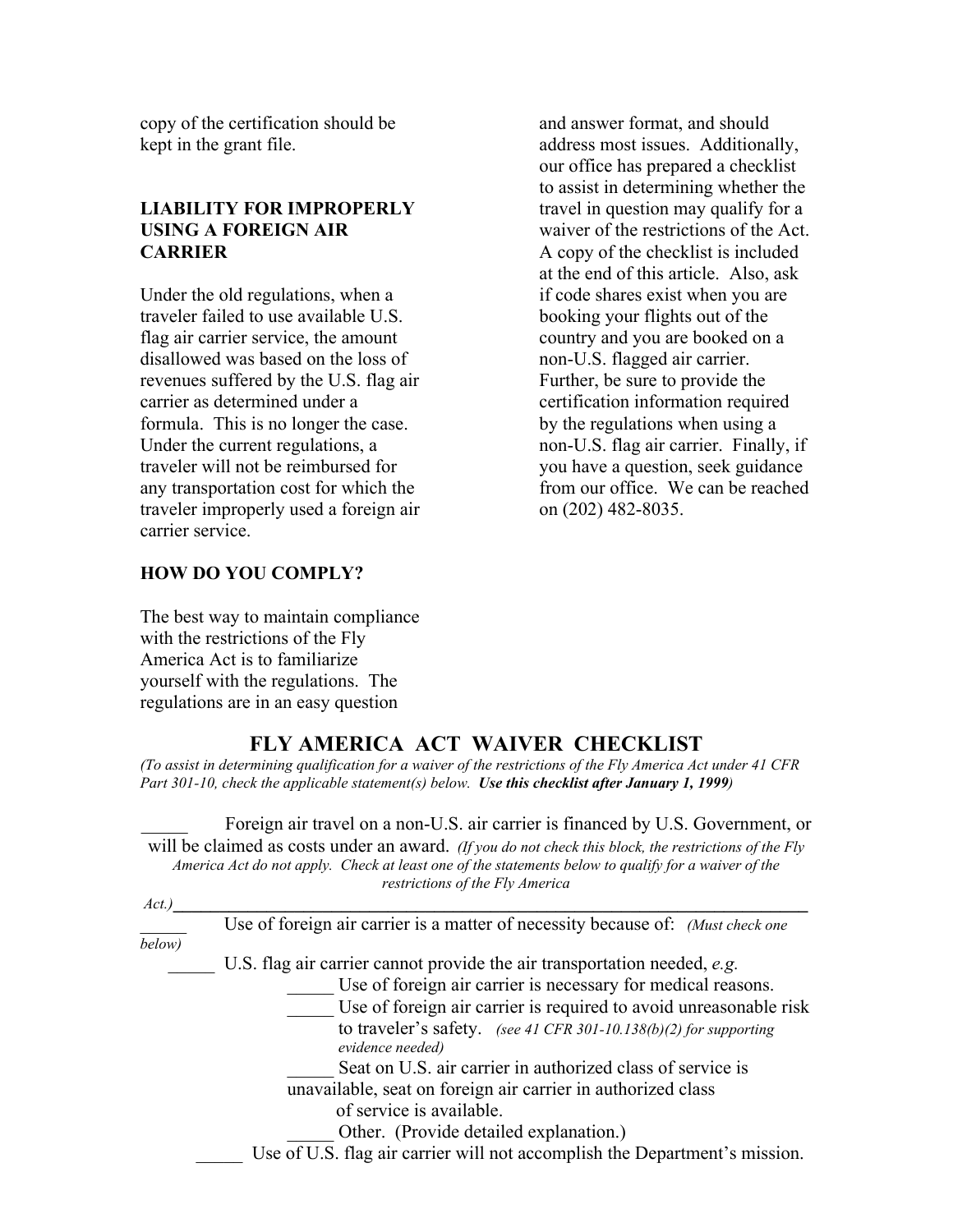copy of the certification should be kept in the grant file.

**LIABILITY FOR IMPROPERLY USING A FOREIGN AIR CARRIER**

Under the old regulations, when a traveler failed to use available U.S. flag air carrier service, the amount disallowed was based on the loss of revenues suffered by the U.S. flag air carrier as determined under a formula. This is no longer the case. Under the current regulations, a traveler will not be reimbursed for any transportation cost for which the traveler improperly used a foreign air carrier service.

**HOW DO YOU COMPLY?**

The best way to maintain compliance with the restrictions of the Fly America Act is to familiarize yourself with the regulations. The regulations are in an easy question and answer format, and should address most issues. Additionally, our office has prepared a checklist to assist in determining whether the travel in question may qualify for a waiver of the restrictions of the Act. A copy of the checklist is included at the end of this article. Also, ask if code shares exist when you are booking your flights out of the country and you are booked on a non-U.S. flagged air carrier. Further, be sure to provide the certification information required by the regulations when using a non-U.S. flag air carrier. Finally, if you have a question, seek guidance from our office. We can be reached on (202) 482-8035.

## FLY AMERICA ACT WAIVER CHECKLIST

*(To assist in determining qualification for a waiver of the restrictions of the Fly America Act under 41 CFR Part 301-10, check the applicable statement(s) below.* ***Use this checklist after January 1, 1999****)*

_____ Foreign air travel on a non-U.S. air carrier is financed by U.S. Government, or will be claimed as costs under an award. *(If you do not check this block, the restrictions of the Fly America Act do not apply. Check at least one of the statements below to qualify for a waiver of the restrictions of the Fly America Act.)*

_____ Use of foreign air carrier is a matter of necessity because of: *(Must check one below)*

- _____ U.S. flag air carrier cannot provide the air transportation needed, *e.g.*
  - _____ Use of foreign air carrier is necessary for medical reasons.
  - _____ Use of foreign air carrier is required to avoid unreasonable risk to traveler's safety. *(see 41 CFR 301-10.138(b)(2) for supporting evidence needed)*
  - _____ Seat on U.S. air carrier in authorized class of service is unavailable, seat on foreign air carrier in authorized class of service is available.
  - _____ Other. (Provide detailed explanation.)
- _____ Use of U.S. flag air carrier will not accomplish the Department's mission.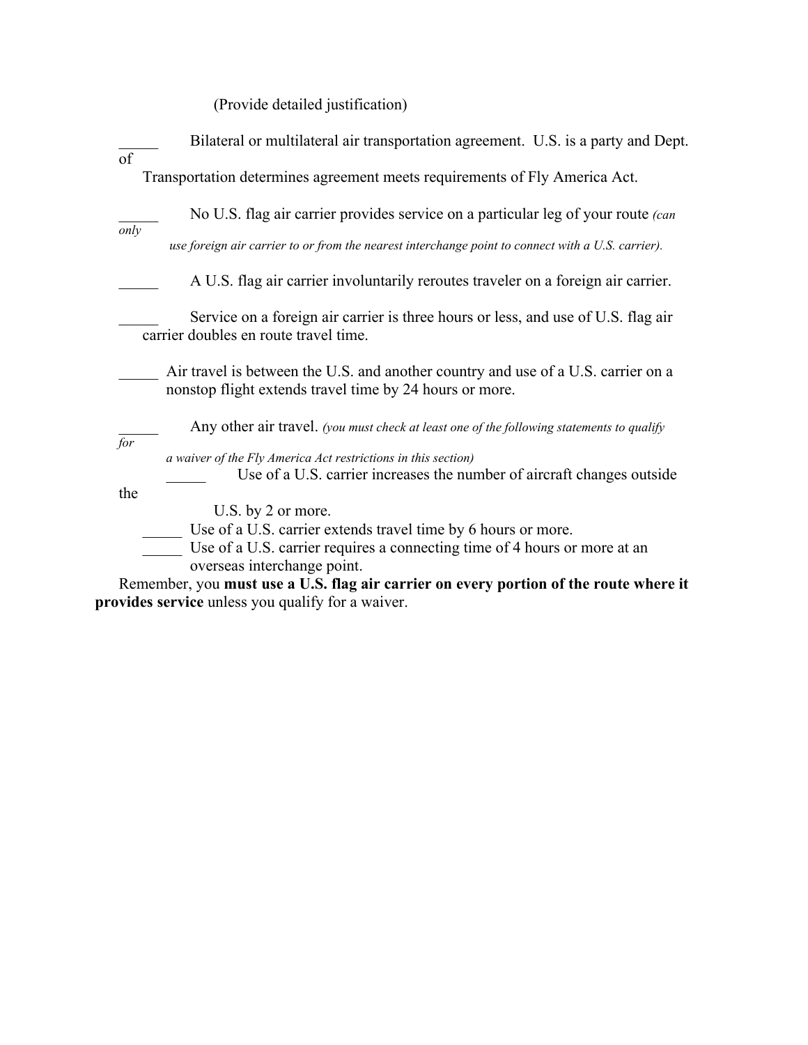(Provide detailed justification)

_____ Bilateral or multilateral air transportation agreement. U.S. is a party and Dept. of Transportation determines agreement meets requirements of Fly America Act.

_____ No U.S. flag air carrier provides service on a particular leg of your route *(can only use foreign air carrier to or from the nearest interchange point to connect with a U.S. carrier).*

_____ A U.S. flag air carrier involuntarily reroutes traveler on a foreign air carrier.

_____ Service on a foreign air carrier is three hours or less, and use of U.S. flag air carrier doubles en route travel time.

_____ Air travel is between the U.S. and another country and use of a U.S. carrier on a nonstop flight extends travel time by 24 hours or more.

_____ Any other air travel. *(you must check at least one of the following statements to qualify for a waiver of the Fly America Act restrictions in this section)*

_____ Use of a U.S. carrier increases the number of aircraft changes outside the U.S. by 2 or more.

_____ Use of a U.S. carrier extends travel time by 6 hours or more.

_____ Use of a U.S. carrier requires a connecting time of 4 hours or more at an overseas interchange point.

Remember, you **must use a U.S. flag air carrier on every portion of the route where it provides service** unless you qualify for a waiver.